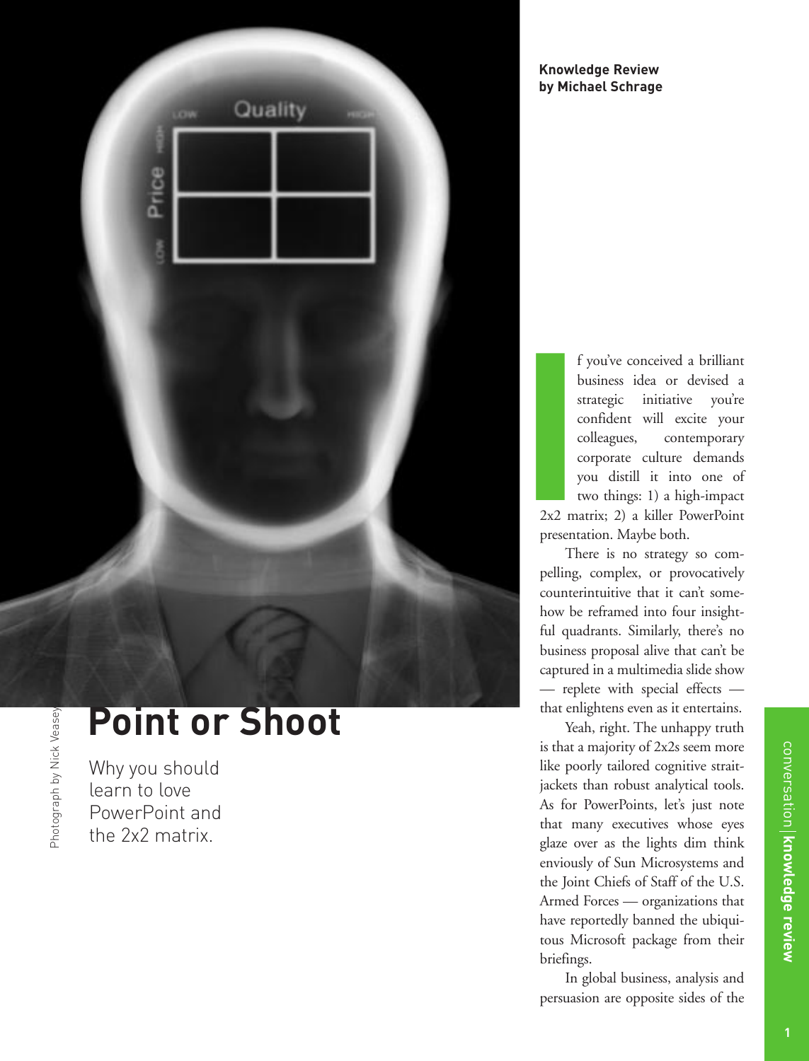Knowledge Review
by Michael Schrage

# Point or Shoot

Why you should learn to love PowerPoint and the 2x2 matrix.

Photograph by Nick Veasey

If you've conceived a brilliant business idea or devised a strategic initiative you're confident will excite your colleagues, contemporary corporate culture demands you distill it into one of two things: 1) a high-impact 2x2 matrix; 2) a killer PowerPoint presentation. Maybe both.

There is no strategy so compelling, complex, or provocatively counterintuitive that it can't somehow be reframed into four insightful quadrants. Similarly, there's no business proposal alive that can't be captured in a multimedia slide show — replete with special effects — that enlightens even as it entertains.

Yeah, right. The unhappy truth is that a majority of 2x2s seem more like poorly tailored cognitive straitjackets than robust analytical tools. As for PowerPoints, let's just note that many executives whose eyes glaze over as the lights dim think enviously of Sun Microsystems and the Joint Chiefs of Staff of the U.S. Armed Forces — organizations that have reportedly banned the ubiquitous Microsoft package from their briefings.

In global business, analysis and persuasion are opposite sides of the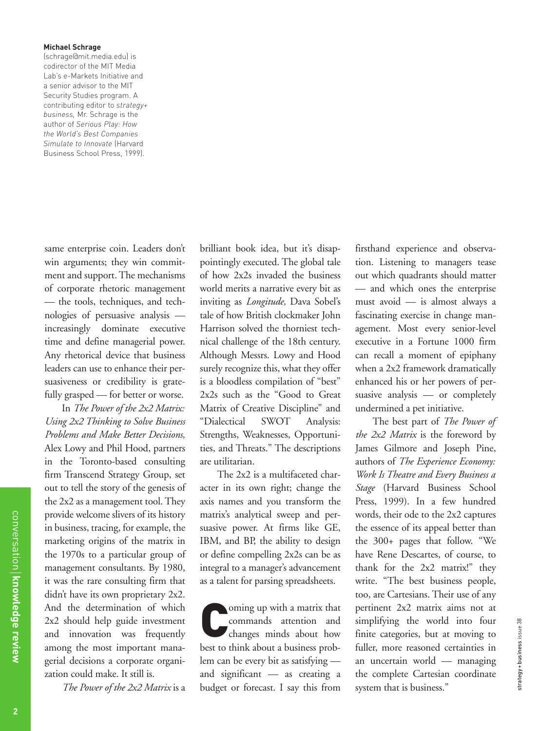**Michael Schrage**
(schrage@mit.media.edu) is codirector of the MIT Media Lab's e-Markets Initiative and a senior advisor to the MIT Security Studies program. A contributing editor to *strategy+business,* Mr. Schrage is the author of *Serious Play: How the World's Best Companies Simulate to Innovate* (Harvard Business School Press, 1999).

same enterprise coin. Leaders don't win arguments; they win commitment and support. The mechanisms of corporate rhetoric management — the tools, techniques, and technologies of persuasive analysis — increasingly dominate executive time and define managerial power. Any rhetorical device that business leaders can use to enhance their persuasiveness or credibility is gratefully grasped — for better or worse.

In *The Power of the 2x2 Matrix: Using 2x2 Thinking to Solve Business Problems and Make Better Decisions,* Alex Lowy and Phil Hood, partners in the Toronto-based consulting firm Transcend Strategy Group, set out to tell the story of the genesis of the 2x2 as a management tool. They provide welcome slivers of its history in business, tracing, for example, the marketing origins of the matrix in the 1970s to a particular group of management consultants. By 1980, it was the rare consulting firm that didn't have its own proprietary 2x2. And the determination of which 2x2 should help guide investment and innovation was frequently among the most important managerial decisions a corporate organization could make. It still is.

*The Power of the 2x2 Matrix* is a brilliant book idea, but it's disappointingly executed. The global tale of how 2x2s invaded the business world merits a narrative every bit as inviting as *Longitude,* Dava Sobel's tale of how British clockmaker John Harrison solved the thorniest technical challenge of the 18th century. Although Messrs. Lowy and Hood surely recognize this, what they offer is a bloodless compilation of "best" 2x2s such as the "Good to Great Matrix of Creative Discipline" and "Dialectical SWOT Analysis: Strengths, Weaknesses, Opportunities, and Threats." The descriptions are utilitarian.

The 2x2 is a multifaceted character in its own right; change the axis names and you transform the matrix's analytical sweep and persuasive power. At firms like GE, IBM, and BP, the ability to design or define compelling 2x2s can be as integral to a manager's advancement as a talent for parsing spreadsheets.

Coming up with a matrix that commands attention and changes minds about how best to think about a business problem can be every bit as satisfying — and significant — as creating a budget or forecast. I say this from firsthand experience and observation. Listening to managers tease out which quadrants should matter — and which ones the enterprise must avoid — is almost always a fascinating exercise in change management. Most every senior-level executive in a Fortune 1000 firm can recall a moment of epiphany when a 2x2 framework dramatically enhanced his or her powers of persuasive analysis — or completely undermined a pet initiative.

The best part of *The Power of the 2x2 Matrix* is the foreword by James Gilmore and Joseph Pine, authors of *The Experience Economy: Work Is Theatre and Every Business a Stage* (Harvard Business School Press, 1999). In a few hundred words, their ode to the 2x2 captures the essence of its appeal better than the 300+ pages that follow. "We have Rene Descartes, of course, to thank for the 2x2 matrix!" they write. "The best business people, too, are Cartesians. Their use of any pertinent 2x2 matrix aims not at simplifying the world into four finite categories, but at moving to fuller, more reasoned certainties in an uncertain world — managing the complete Cartesian coordinate system that is business."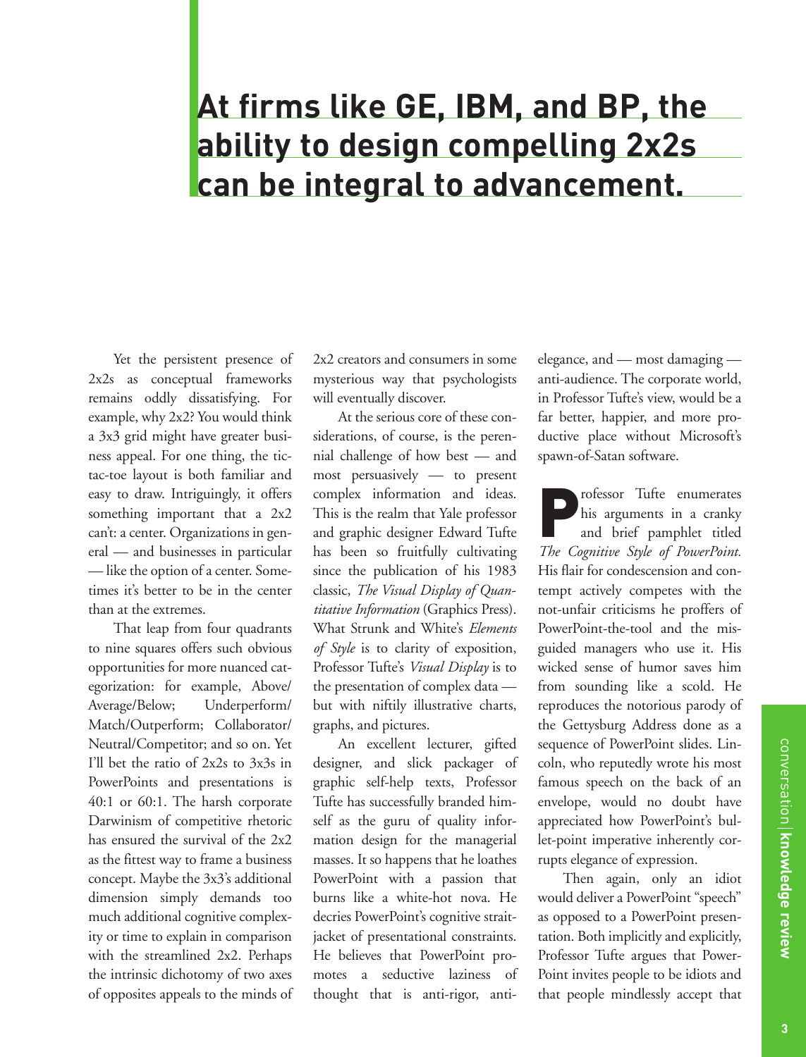**At firms like GE, IBM, and BP, the ability to design compelling 2x2s can be integral to advancement.**

Yet the persistent presence of 2x2s as conceptual frameworks remains oddly dissatisfying. For example, why 2x2? You would think a 3x3 grid might have greater business appeal. For one thing, the tic-tac-toe layout is both familiar and easy to draw. Intriguingly, it offers something important that a 2x2 can't: a center. Organizations in general — and businesses in particular — like the option of a center. Sometimes it's better to be in the center than at the extremes.

That leap from four quadrants to nine squares offers such obvious opportunities for more nuanced categorization: for example, Above/Average/Below; Underperform/Match/Outperform; Collaborator/Neutral/Competitor; and so on. Yet I'll bet the ratio of 2x2s to 3x3s in PowerPoints and presentations is 40:1 or 60:1. The harsh corporate Darwinism of competitive rhetoric has ensured the survival of the 2x2 as the fittest way to frame a business concept. Maybe the 3x3's additional dimension simply demands too much additional cognitive complexity or time to explain in comparison with the streamlined 2x2. Perhaps the intrinsic dichotomy of two axes of opposites appeals to the minds of 2x2 creators and consumers in some mysterious way that psychologists will eventually discover.

At the serious core of these considerations, of course, is the perennial challenge of how best — and most persuasively — to present complex information and ideas. This is the realm that Yale professor and graphic designer Edward Tufte has been so fruitfully cultivating since the publication of his 1983 classic, *The Visual Display of Quantitative Information* (Graphics Press). What Strunk and White's *Elements of Style* is to clarity of exposition, Professor Tufte's *Visual Display* is to the presentation of complex data — but with niftily illustrative charts, graphs, and pictures.

An excellent lecturer, gifted designer, and slick packager of graphic self-help texts, Professor Tufte has successfully branded himself as the guru of quality information design for the managerial masses. It so happens that he loathes PowerPoint with a passion that burns like a white-hot nova. He decries PowerPoint's cognitive straitjacket of presentational constraints. He believes that PowerPoint promotes a seductive laziness of thought that is anti-rigor, anti-elegance, and — most damaging — anti-audience. The corporate world, in Professor Tufte's view, would be a far better, happier, and more productive place without Microsoft's spawn-of-Satan software.

Professor Tufte enumerates his arguments in a cranky and brief pamphlet titled *The Cognitive Style of PowerPoint.* His flair for condescension and contempt actively competes with the not-unfair criticisms he proffers of PowerPoint-the-tool and the misguided managers who use it. His wicked sense of humor saves him from sounding like a scold. He reproduces the notorious parody of the Gettysburg Address done as a sequence of PowerPoint slides. Lincoln, who reputedly wrote his most famous speech on the back of an envelope, would no doubt have appreciated how PowerPoint's bullet-point imperative inherently corrupts elegance of expression.

Then again, only an idiot would deliver a PowerPoint "speech" as opposed to a PowerPoint presentation. Both implicitly and explicitly, Professor Tufte argues that PowerPoint invites people to be idiots and that people mindlessly accept that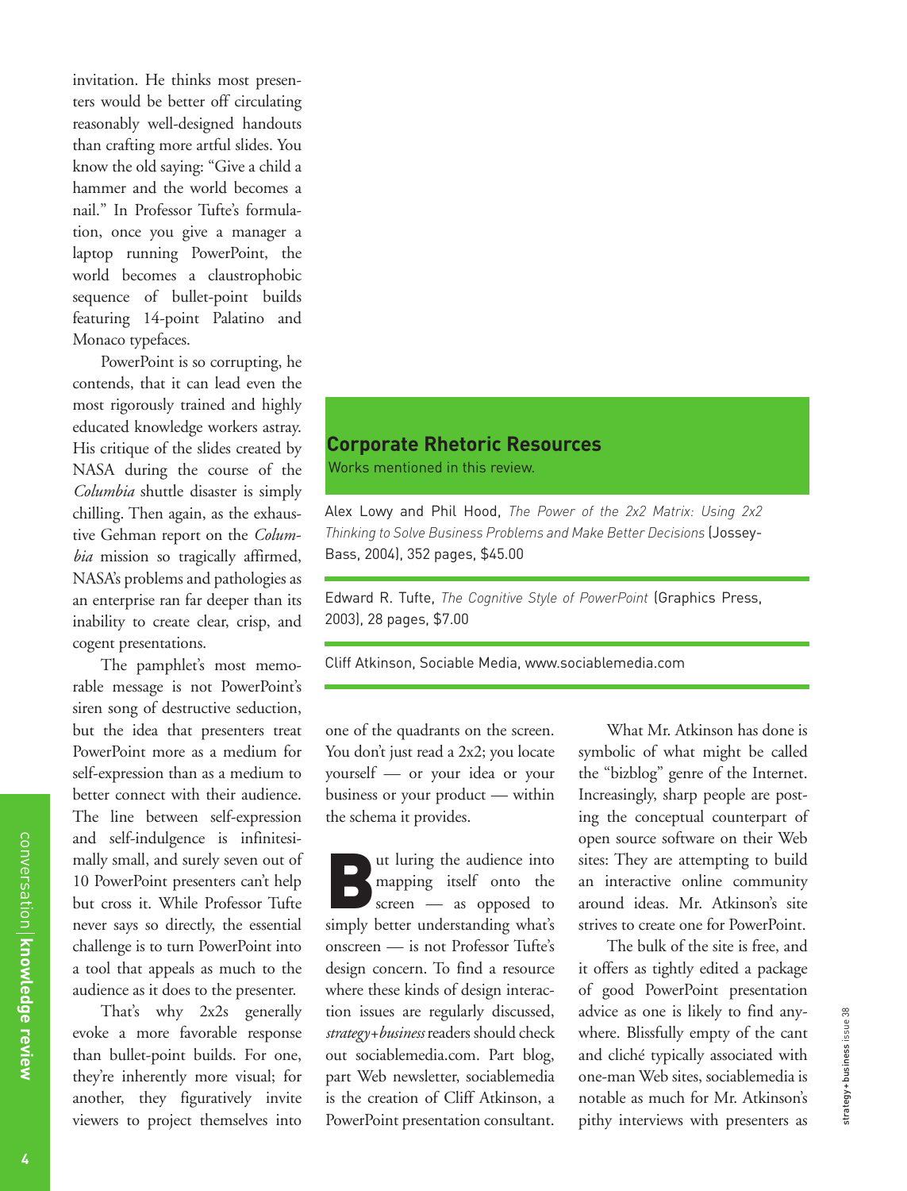invitation. He thinks most presenters would be better off circulating reasonably well-designed handouts than crafting more artful slides. You know the old saying: "Give a child a hammer and the world becomes a nail." In Professor Tufte's formulation, once you give a manager a laptop running PowerPoint, the world becomes a claustrophobic sequence of bullet-point builds featuring 14-point Palatino and Monaco typefaces.

PowerPoint is so corrupting, he contends, that it can lead even the most rigorously trained and highly educated knowledge workers astray. His critique of the slides created by NASA during the course of the *Columbia* shuttle disaster is simply chilling. Then again, as the exhaustive Gehman report on the *Columbia* mission so tragically affirmed, NASA's problems and pathologies as an enterprise ran far deeper than its inability to create clear, crisp, and cogent presentations.

The pamphlet's most memorable message is not PowerPoint's siren song of destructive seduction, but the idea that presenters treat PowerPoint more as a medium for self-expression than as a medium to better connect with their audience. The line between self-expression and self-indulgence is infinitesimally small, and surely seven out of 10 PowerPoint presenters can't help but cross it. While Professor Tufte never says so directly, the essential challenge is to turn PowerPoint into a tool that appeals as much to the audience as it does to the presenter.

That's why 2x2s generally evoke a more favorable response than bullet-point builds. For one, they're inherently more visual; for another, they figuratively invite viewers to project themselves into one of the quadrants on the screen. You don't just read a 2x2; you locate yourself — or your idea or your business or your product — within the schema it provides.

But luring the audience into mapping itself onto the screen — as opposed to simply better understanding what's onscreen — is not Professor Tufte's design concern. To find a resource where these kinds of design interaction issues are regularly discussed, *strategy+business* readers should check out sociablemedia.com. Part blog, part Web newsletter, sociablemedia is the creation of Cliff Atkinson, a PowerPoint presentation consultant.

What Mr. Atkinson has done is symbolic of what might be called the "bizblog" genre of the Internet. Increasingly, sharp people are posting the conceptual counterpart of open source software on their Web sites: They are attempting to build an interactive online community around ideas. Mr. Atkinson's site strives to create one for PowerPoint.

The bulk of the site is free, and it offers as tightly edited a package of good PowerPoint presentation advice as one is likely to find anywhere. Blissfully empty of the cant and cliché typically associated with one-man Web sites, sociablemedia is notable as much for Mr. Atkinson's pithy interviews with presenters as

---

### Corporate Rhetoric Resources

Works mentioned in this review.

Alex Lowy and Phil Hood, *The Power of the 2x2 Matrix: Using 2x2 Thinking to Solve Business Problems and Make Better Decisions* (Jossey-Bass, 2004), 352 pages, $45.00

Edward R. Tufte, *The Cognitive Style of PowerPoint* (Graphics Press, 2003), 28 pages, $7.00

Cliff Atkinson, Sociable Media, www.sociablemedia.com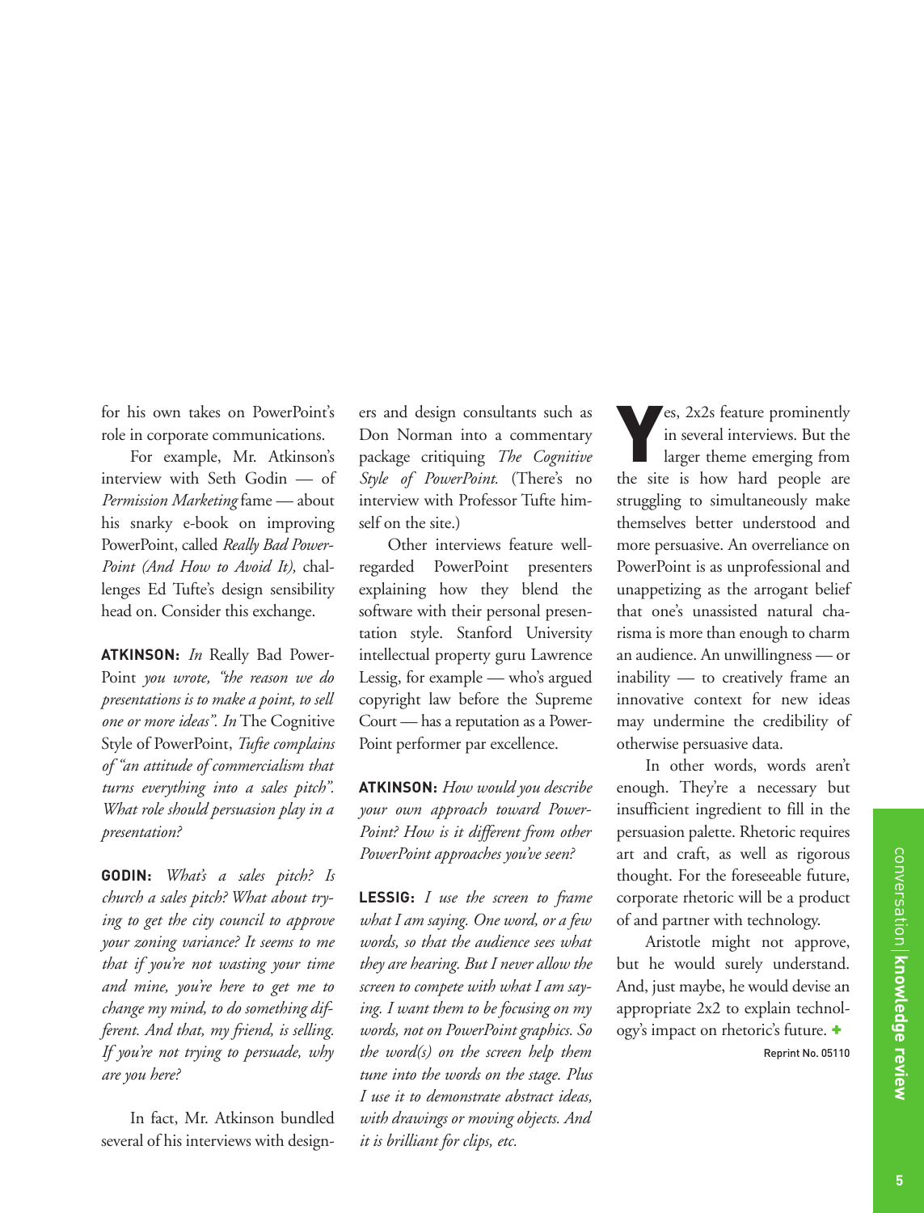for his own takes on PowerPoint's role in corporate communications.

For example, Mr. Atkinson's interview with Seth Godin — of *Permission Marketing* fame — about his snarky e-book on improving PowerPoint, called *Really Bad PowerPoint (And How to Avoid It),* challenges Ed Tufte's design sensibility head on. Consider this exchange.

**ATKINSON:** *In* Really Bad PowerPoint *you wrote, "the reason we do presentations is to make a point, to sell one or more ideas". In* The Cognitive Style of PowerPoint, *Tufte complains of "an attitude of commercialism that turns everything into a sales pitch". What role should persuasion play in a presentation?*

**GODIN:** *What's a sales pitch? Is church a sales pitch? What about trying to get the city council to approve your zoning variance? It seems to me that if you're not wasting your time and mine, you're here to get me to change my mind, to do something different. And that, my friend, is selling. If you're not trying to persuade, why are you here?*

In fact, Mr. Atkinson bundled several of his interviews with designers and design consultants such as Don Norman into a commentary package critiquing *The Cognitive Style of PowerPoint.* (There's no interview with Professor Tufte himself on the site.)

Other interviews feature well-regarded PowerPoint presenters explaining how they blend the software with their personal presentation style. Stanford University intellectual property guru Lawrence Lessig, for example — who's argued copyright law before the Supreme Court — has a reputation as a PowerPoint performer par excellence.

**ATKINSON:** *How would you describe your own approach toward PowerPoint? How is it different from other PowerPoint approaches you've seen?*

**LESSIG:** *I use the screen to frame what I am saying. One word, or a few words, so that the audience sees what they are hearing. But I never allow the screen to compete with what I am saying. I want them to be focusing on my words, not on PowerPoint graphics. So the word(s) on the screen help them tune into the words on the stage. Plus I use it to demonstrate abstract ideas, with drawings or moving objects. And it is brilliant for clips, etc.*

Yes, 2x2s feature prominently in several interviews. But the larger theme emerging from the site is how hard people are struggling to simultaneously make themselves better understood and more persuasive. An overreliance on PowerPoint is as unprofessional and unappetizing as the arrogant belief that one's unassisted natural charisma is more than enough to charm an audience. An unwillingness — or inability — to creatively frame an innovative context for new ideas may undermine the credibility of otherwise persuasive data.

In other words, words aren't enough. They're a necessary but insufficient ingredient to fill in the persuasion palette. Rhetoric requires art and craft, as well as rigorous thought. For the foreseeable future, corporate rhetoric will be a product of and partner with technology.

Aristotle might not approve, but he would surely understand. And, just maybe, he would devise an appropriate 2x2 to explain technology's impact on rhetoric's future. +

Reprint No. 05110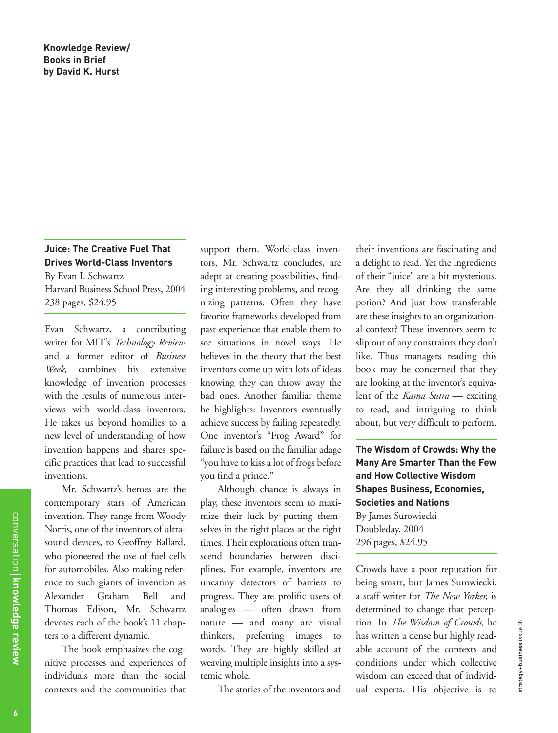**Knowledge Review/ Books in Brief by David K. Hurst**

## Juice: The Creative Fuel That Drives World-Class Inventors

By Evan I. Schwartz
Harvard Business School Press, 2004
238 pages, $24.95

Evan Schwartz, a contributing writer for MIT's *Technology Review* and a former editor of *Business Week,* combines his extensive knowledge of invention processes with the results of numerous interviews with world-class inventors. He takes us beyond homilies to a new level of understanding of how invention happens and shares specific practices that lead to successful inventions.

Mr. Schwartz's heroes are the contemporary stars of American invention. They range from Woody Norris, one of the inventors of ultrasound devices, to Geoffrey Ballard, who pioneered the use of fuel cells for automobiles. Also making reference to such giants of invention as Alexander Graham Bell and Thomas Edison, Mr. Schwartz devotes each of the book's 11 chapters to a different dynamic.

The book emphasizes the cognitive processes and experiences of individuals more than the social contexts and the communities that support them. World-class inventors, Mr. Schwartz concludes, are adept at creating possibilities, finding interesting problems, and recognizing patterns. Often they have favorite frameworks developed from past experience that enable them to see situations in novel ways. He believes in the theory that the best inventors come up with lots of ideas knowing they can throw away the bad ones. Another familiar theme he highlights: Inventors eventually achieve success by failing repeatedly. One inventor's "Frog Award" for failure is based on the familiar adage "you have to kiss a lot of frogs before you find a prince."

Although chance is always in play, these inventors seem to maximize their luck by putting themselves in the right places at the right times. Their explorations often transcend boundaries between disciplines. For example, inventors are uncanny detectors of barriers to progress. They are prolific users of analogies — often drawn from nature — and many are visual thinkers, preferring images to words. They are highly skilled at weaving multiple insights into a systemic whole.

The stories of the inventors and their inventions are fascinating and a delight to read. Yet the ingredients of their "juice" are a bit mysterious. Are they all drinking the same potion? And just how transferable are these insights to an organizational context? These inventors seem to slip out of any constraints they don't like. Thus managers reading this book may be concerned that they are looking at the inventor's equivalent of the *Kama Sutra* — exciting to read, and intriguing to think about, but very difficult to perform.

## The Wisdom of Crowds: Why the Many Are Smarter Than the Few and How Collective Wisdom Shapes Business, Economies, Societies and Nations

By James Surowiecki
Doubleday, 2004
296 pages, $24.95

Crowds have a poor reputation for being smart, but James Surowiecki, a staff writer for *The New Yorker,* is determined to change that perception. In *The Wisdom of Crowds,* he has written a dense but highly readable account of the contexts and conditions under which collective wisdom can exceed that of individual experts. His objective is to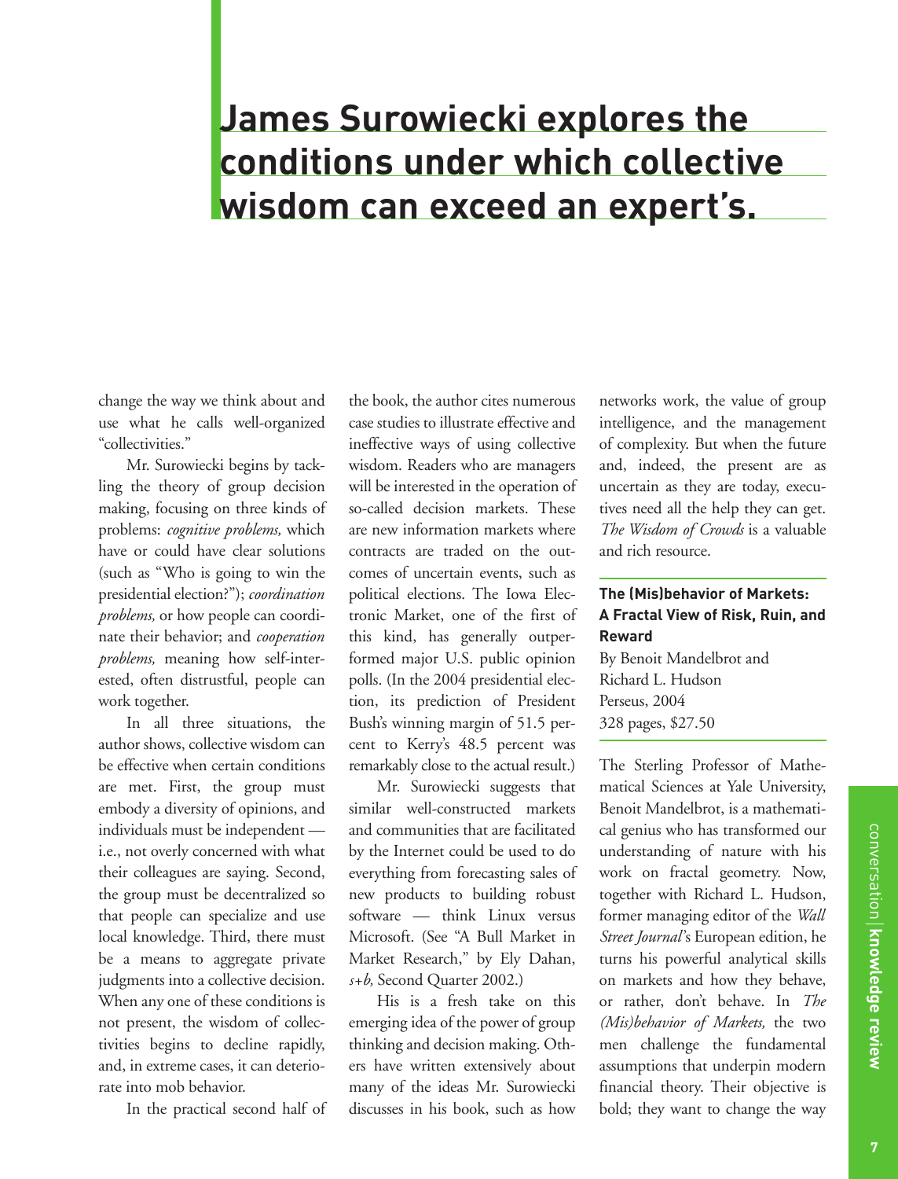# James Surowiecki explores the conditions under which collective wisdom can exceed an expert's.

change the way we think about and use what he calls well-organized "collectivities."

Mr. Surowiecki begins by tackling the theory of group decision making, focusing on three kinds of problems: *cognitive problems,* which have or could have clear solutions (such as "Who is going to win the presidential election?"); *coordination problems,* or how people can coordinate their behavior; and *cooperation problems,* meaning how self-interested, often distrustful, people can work together.

In all three situations, the author shows, collective wisdom can be effective when certain conditions are met. First, the group must embody a diversity of opinions, and individuals must be independent — i.e., not overly concerned with what their colleagues are saying. Second, the group must be decentralized so that people can specialize and use local knowledge. Third, there must be a means to aggregate private judgments into a collective decision. When any one of these conditions is not present, the wisdom of collectivities begins to decline rapidly, and, in extreme cases, it can deteriorate into mob behavior.

In the practical second half of the book, the author cites numerous case studies to illustrate effective and ineffective ways of using collective wisdom. Readers who are managers will be interested in the operation of so-called decision markets. These are new information markets where contracts are traded on the outcomes of uncertain events, such as political elections. The Iowa Electronic Market, one of the first of this kind, has generally outperformed major U.S. public opinion polls. (In the 2004 presidential election, its prediction of President Bush's winning margin of 51.5 percent to Kerry's 48.5 percent was remarkably close to the actual result.)

Mr. Surowiecki suggests that similar well-constructed markets and communities that are facilitated by the Internet could be used to do everything from forecasting sales of new products to building robust software — think Linux versus Microsoft. (See "A Bull Market in Market Research," by Ely Dahan, *s+b,* Second Quarter 2002.)

His is a fresh take on this emerging idea of the power of group thinking and decision making. Others have written extensively about many of the ideas Mr. Surowiecki discusses in his book, such as how networks work, the value of group intelligence, and the management of complexity. But when the future and, indeed, the present are as uncertain as they are today, executives need all the help they can get. *The Wisdom of Crowds* is a valuable and rich resource.

**The (Mis)behavior of Markets: A Fractal View of Risk, Ruin, and Reward**
By Benoit Mandelbrot and Richard L. Hudson
Perseus, 2004
328 pages, $27.50

The Sterling Professor of Mathematical Sciences at Yale University, Benoit Mandelbrot, is a mathematical genius who has transformed our understanding of nature with his work on fractal geometry. Now, together with Richard L. Hudson, former managing editor of the *Wall Street Journal*'s European edition, he turns his powerful analytical skills on markets and how they behave, or rather, don't behave. In *The (Mis)behavior of Markets,* the two men challenge the fundamental assumptions that underpin modern financial theory. Their objective is bold; they want to change the way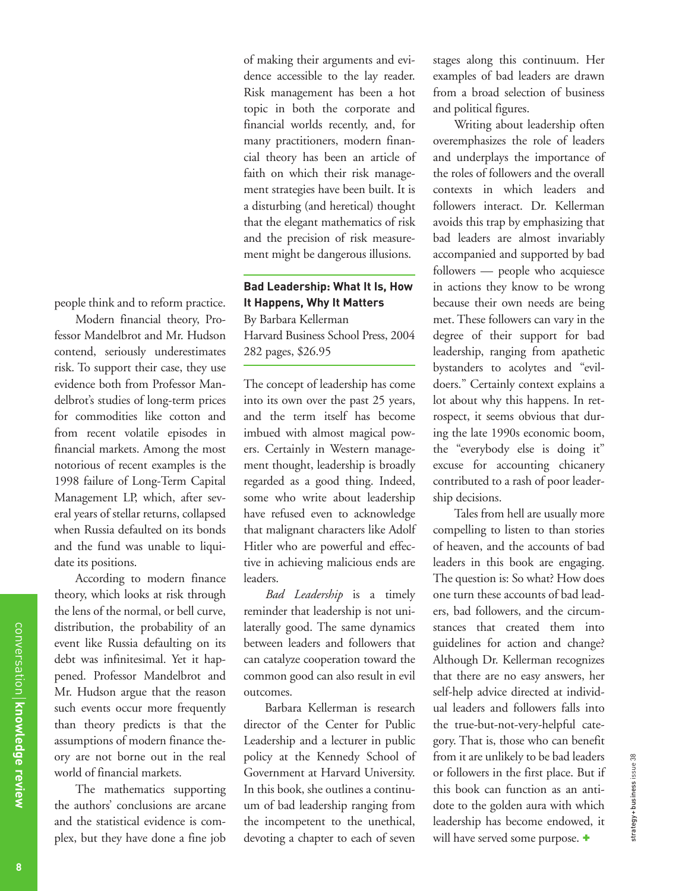people think and to reform practice.

Modern financial theory, Professor Mandelbrot and Mr. Hudson contend, seriously underestimates risk. To support their case, they use evidence both from Professor Mandelbrot's studies of long-term prices for commodities like cotton and from recent volatile episodes in financial markets. Among the most notorious of recent examples is the 1998 failure of Long-Term Capital Management LP, which, after several years of stellar returns, collapsed when Russia defaulted on its bonds and the fund was unable to liquidate its positions.

According to modern finance theory, which looks at risk through the lens of the normal, or bell curve, distribution, the probability of an event like Russia defaulting on its debt was infinitesimal. Yet it happened. Professor Mandelbrot and Mr. Hudson argue that the reason such events occur more frequently than theory predicts is that the assumptions of modern finance theory are not borne out in the real world of financial markets.

The mathematics supporting the authors' conclusions are arcane and the statistical evidence is complex, but they have done a fine job of making their arguments and evidence accessible to the lay reader. Risk management has been a hot topic in both the corporate and financial worlds recently, and, for many practitioners, modern financial theory has been an article of faith on which their risk management strategies have been built. It is a disturbing (and heretical) thought that the elegant mathematics of risk and the precision of risk measurement might be dangerous illusions.

**Bad Leadership: What It Is, How It Happens, Why It Matters**
By Barbara Kellerman
Harvard Business School Press, 2004
282 pages, $26.95

The concept of leadership has come into its own over the past 25 years, and the term itself has become imbued with almost magical powers. Certainly in Western management thought, leadership is broadly regarded as a good thing. Indeed, some who write about leadership have refused even to acknowledge that malignant characters like Adolf Hitler who are powerful and effective in achieving malicious ends are leaders.

*Bad Leadership* is a timely reminder that leadership is not unilaterally good. The same dynamics between leaders and followers that can catalyze cooperation toward the common good can also result in evil outcomes.

Barbara Kellerman is research director of the Center for Public Leadership and a lecturer in public policy at the Kennedy School of Government at Harvard University. In this book, she outlines a continuum of bad leadership ranging from the incompetent to the unethical, devoting a chapter to each of seven stages along this continuum. Her examples of bad leaders are drawn from a broad selection of business and political figures.

Writing about leadership often overemphasizes the role of leaders and underplays the importance of the roles of followers and the overall contexts in which leaders and followers interact. Dr. Kellerman avoids this trap by emphasizing that bad leaders are almost invariably accompanied and supported by bad followers — people who acquiesce in actions they know to be wrong because their own needs are being met. These followers can vary in the degree of their support for bad leadership, ranging from apathetic bystanders to acolytes and "evildoers." Certainly context explains a lot about why this happens. In retrospect, it seems obvious that during the late 1990s economic boom, the "everybody else is doing it" excuse for accounting chicanery contributed to a rash of poor leadership decisions.

Tales from hell are usually more compelling to listen to than stories of heaven, and the accounts of bad leaders in this book are engaging. The question is: So what? How does one turn these accounts of bad leaders, bad followers, and the circumstances that created them into guidelines for action and change? Although Dr. Kellerman recognizes that there are no easy answers, her self-help advice directed at individual leaders and followers falls into the true-but-not-very-helpful category. That is, those who can benefit from it are unlikely to be bad leaders or followers in the first place. But if this book can function as an antidote to the golden aura with which leadership has become endowed, it will have served some purpose. +